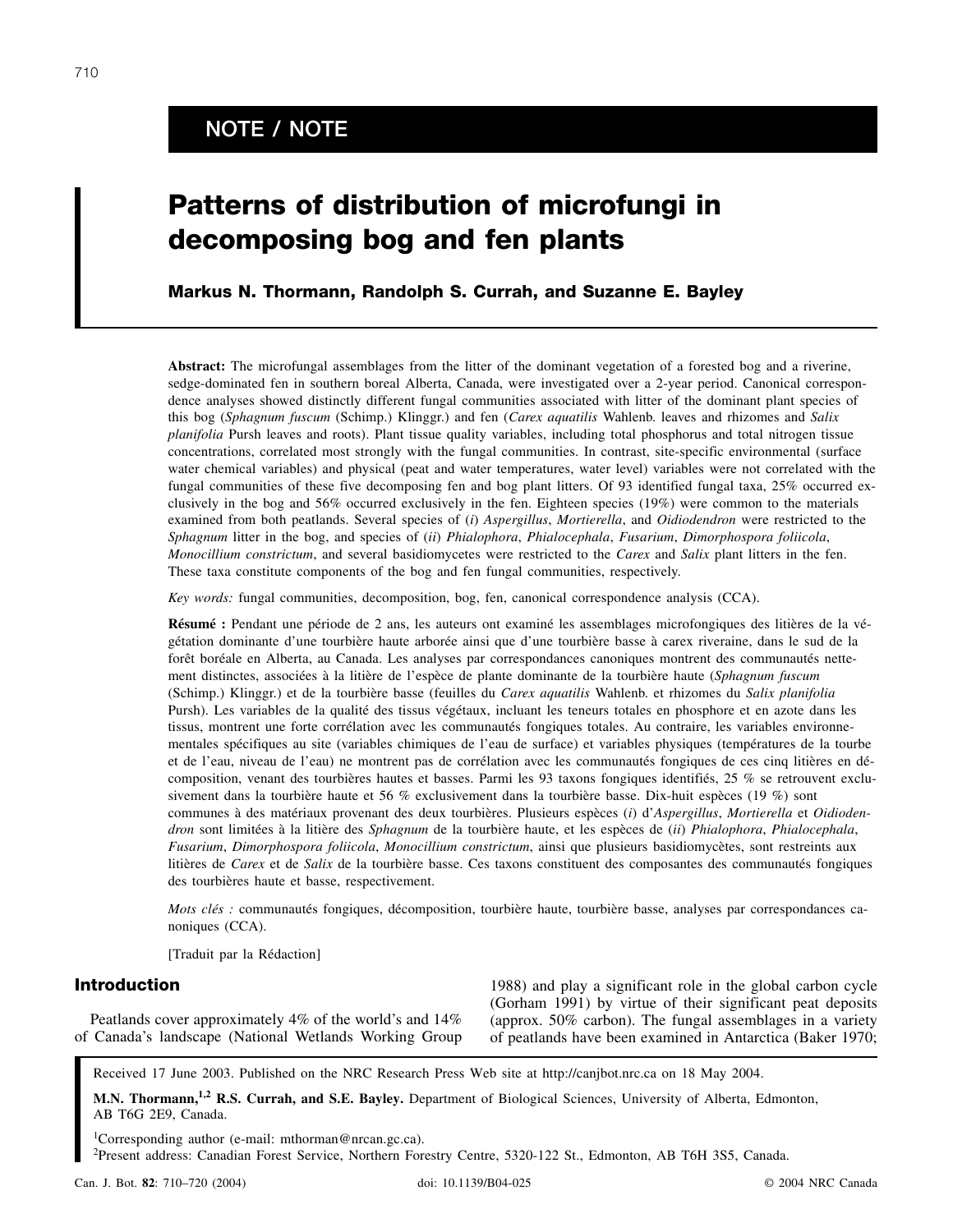NOTE / NOTE

# Patterns of distribution of microfungi in decomposing bog and fen plants

**Markus N. Thormann, Randolph S. Currah, and Suzanne E. Bayley**

**Abstract:** The microfungal assemblages from the litter of the dominant vegetation of a forested bog and a riverine, sedge-dominated fen in southern boreal Alberta, Canada, were investigated over a 2-year period. Canonical correspondence analyses showed distinctly different fungal communities associated with litter of the dominant plant species of this bog (*Sphagnum fuscum* (Schimp.) Klinggr.) and fen (*Carex aquatilis* Wahlenb. leaves and rhizomes and *Salix planifolia* Pursh leaves and roots). Plant tissue quality variables, including total phosphorus and total nitrogen tissue concentrations, correlated most strongly with the fungal communities. In contrast, site-specific environmental (surface water chemical variables) and physical (peat and water temperatures, water level) variables were not correlated with the fungal communities of these five decomposing fen and bog plant litters. Of 93 identified fungal taxa, 25% occurred exclusively in the bog and 56% occurred exclusively in the fen. Eighteen species (19%) were common to the materials examined from both peatlands. Several species of (*i*) *Aspergillus*, *Mortierella*, and *Oidiodendron* were restricted to the *Sphagnum* litter in the bog, and species of (*ii*) *Phialophora*, *Phialocephala*, *Fusarium*, *Dimorphospora foliicola*, *Monocillium constrictum*, and several basidiomycetes were restricted to the *Carex* and *Salix* plant litters in the fen. These taxa constitute components of the bog and fen fungal communities, respectively.

*Key words:* fungal communities, decomposition, bog, fen, canonical correspondence analysis (CCA).

**Résumé :** Pendant une période de 2 ans, les auteurs ont examiné les assemblages microfongiques des litières de la végétation dominante d'une tourbière haute arborée ainsi que d'une tourbière basse à carex riveraine, dans le sud de la forêt boréale en Alberta, au Canada. Les analyses par correspondances canoniques montrent des communautés nettement distinctes, associées à la litière de l'espèce de plante dominante de la tourbière haute (*Sphagnum fuscum* (Schimp.) Klinggr.) et de la tourbière basse (feuilles du *Carex aquatilis* Wahlenb. et rhizomes du *Salix planifolia* Pursh). Les variables de la qualité des tissus végétaux, incluant les teneurs totales en phosphore et en azote dans les tissus, montrent une forte corrélation avec les communautés fongiques totales. Au contraire, les variables environnementales spécifiques au site (variables chimiques de l'eau de surface) et variables physiques (températures de la tourbe et de l'eau, niveau de l'eau) ne montrent pas de corrélation avec les communautés fongiques de ces cinq litières en décomposition, venant des tourbières hautes et basses. Parmi les 93 taxons fongiques identifiés, 25 % se retrouvent exclusivement dans la tourbière haute et 56 % exclusivement dans la tourbière basse. Dix-huit espèces (19 %) sont communes à des matériaux provenant des deux tourbières. Plusieurs espèces (*i*) d'*Aspergillus*, *Mortierella* et *Oidiodendron* sont limitées à la litière des *Sphagnum* de la tourbière haute, et les espèces de (*ii*) *Phialophora*, *Phialocephala*, *Fusarium*, *Dimorphospora foliicola*, *Monocillium constrictum*, ainsi que plusieurs basidiomycètes, sont restreints aux litières de *Carex* et de *Salix* de la tourbière basse. Ces taxons constituent des composantes des communautés fongiques des tourbières haute et basse, respectivement.

*Mots clés :* communautés fongiques, décomposition, tourbière haute, tourbière basse, analyses par correspondances canoniques (CCA).

[Traduit par la Rédaction]

## Introduction

Peatlands cover approximately 4% of the world's and 14% of Canada's landscape (National Wetlands Working Group 1988) and play a significant role in the global carbon cycle (Gorham 1991) by virtue of their significant peat deposits (approx. 50% carbon). The fungal assemblages in a variety of peatlands have been examined in Antarctica (Baker 1970;

Received 17 June 2003. Published on the NRC Research Press Web site at http://canjbot.nrc.ca on 18 May 2004.

**M.N. Thormann,[1,2] R.S. Currah, and S.E. Bayley.** Department of Biological Sciences, University of Alberta, Edmonton, AB T6G 2E9, Canada.

[1]Corresponding author (e-mail: mthorman@nrcan.gc.ca).
[2]Present address: Canadian Forest Service, Northern Forestry Centre, 5320-122 St., Edmonton, AB T6H 3S5, Canada.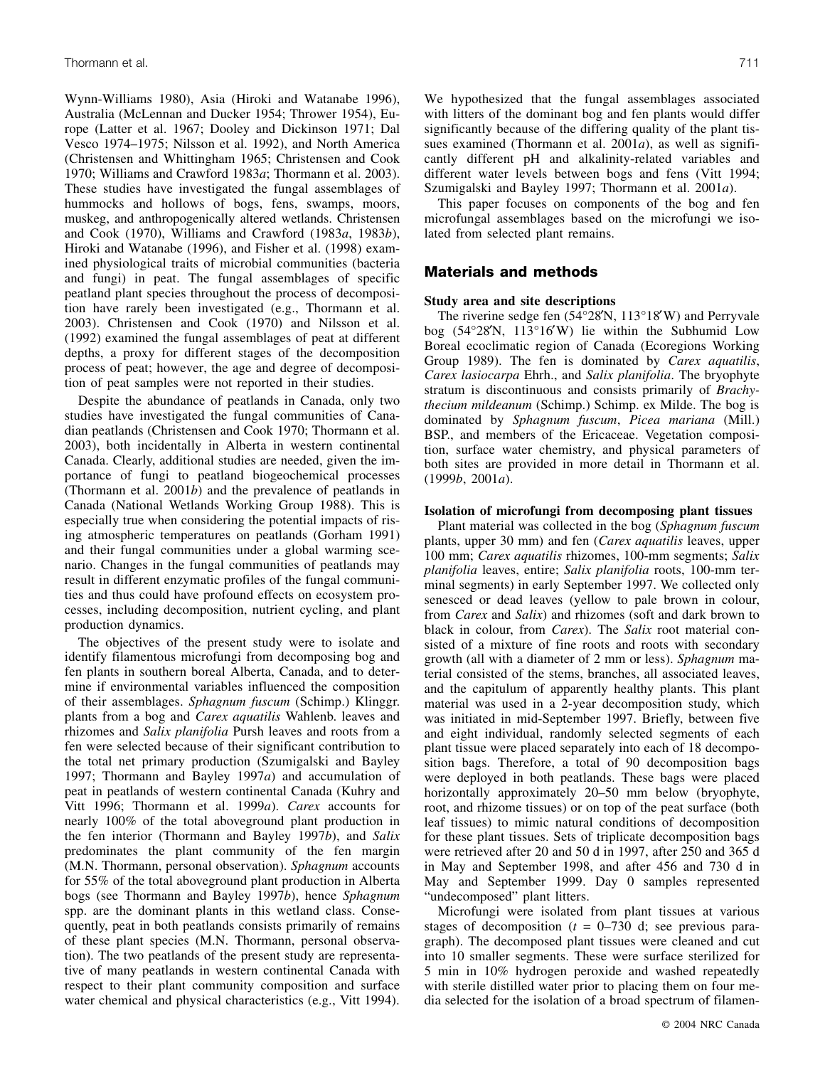Wynn-Williams 1980), Asia (Hiroki and Watanabe 1996), Australia (McLennan and Ducker 1954; Thrower 1954), Europe (Latter et al. 1967; Dooley and Dickinson 1971; Dal Vesco 1974–1975; Nilsson et al. 1992), and North America (Christensen and Whittingham 1965; Christensen and Cook 1970; Williams and Crawford 1983*a*; Thormann et al. 2003). These studies have investigated the fungal assemblages of hummocks and hollows of bogs, fens, swamps, moors, muskeg, and anthropogenically altered wetlands. Christensen and Cook (1970), Williams and Crawford (1983*a*, 1983*b*), Hiroki and Watanabe (1996), and Fisher et al. (1998) examined physiological traits of microbial communities (bacteria and fungi) in peat. The fungal assemblages of specific peatland plant species throughout the process of decomposition have rarely been investigated (e.g., Thormann et al. 2003). Christensen and Cook (1970) and Nilsson et al. (1992) examined the fungal assemblages of peat at different depths, a proxy for different stages of the decomposition process of peat; however, the age and degree of decomposition of peat samples were not reported in their studies.

Despite the abundance of peatlands in Canada, only two studies have investigated the fungal communities of Canadian peatlands (Christensen and Cook 1970; Thormann et al. 2003), both incidentally in Alberta in western continental Canada. Clearly, additional studies are needed, given the importance of fungi to peatland biogeochemical processes (Thormann et al. 2001*b*) and the prevalence of peatlands in Canada (National Wetlands Working Group 1988). This is especially true when considering the potential impacts of rising atmospheric temperatures on peatlands (Gorham 1991) and their fungal communities under a global warming scenario. Changes in the fungal communities of peatlands may result in different enzymatic profiles of the fungal communities and thus could have profound effects on ecosystem processes, including decomposition, nutrient cycling, and plant production dynamics.

The objectives of the present study were to isolate and identify filamentous microfungi from decomposing bog and fen plants in southern boreal Alberta, Canada, and to determine if environmental variables influenced the composition of their assemblages. *Sphagnum fuscum* (Schimp.) Klinggr. plants from a bog and *Carex aquatilis* Wahlenb. leaves and rhizomes and *Salix planifolia* Pursh leaves and roots from a fen were selected because of their significant contribution to the total net primary production (Szumigalski and Bayley 1997; Thormann and Bayley 1997*a*) and accumulation of peat in peatlands of western continental Canada (Kuhry and Vitt 1996; Thormann et al. 1999*a*). *Carex* accounts for nearly 100% of the total aboveground plant production in the fen interior (Thormann and Bayley 1997*b*), and *Salix* predominates the plant community of the fen margin (M.N. Thormann, personal observation). *Sphagnum* accounts for 55% of the total aboveground plant production in Alberta bogs (see Thormann and Bayley 1997*b*), hence *Sphagnum* spp. are the dominant plants in this wetland class. Consequently, peat in both peatlands consists primarily of remains of these plant species (M.N. Thormann, personal observation). The two peatlands of the present study are representative of many peatlands in western continental Canada with respect to their plant community composition and surface water chemical and physical characteristics (e.g., Vitt 1994).

We hypothesized that the fungal assemblages associated with litters of the dominant bog and fen plants would differ significantly because of the differing quality of the plant tissues examined (Thormann et al. 2001*a*), as well as significantly different pH and alkalinity-related variables and different water levels between bogs and fens (Vitt 1994; Szumigalski and Bayley 1997; Thormann et al. 2001*a*).

This paper focuses on components of the bog and fen microfungal assemblages based on the microfungi we isolated from selected plant remains.

## Materials and methods

### Study area and site descriptions

The riverine sedge fen (54°28′N, 113°18′W) and Perryvale bog (54°28′N, 113°16′W) lie within the Subhumid Low Boreal ecoclimatic region of Canada (Ecoregions Working Group 1989). The fen is dominated by *Carex aquatilis*, *Carex lasiocarpa* Ehrh., and *Salix planifolia*. The bryophyte stratum is discontinuous and consists primarily of *Brachythecium mildeanum* (Schimp.) Schimp. ex Milde. The bog is dominated by *Sphagnum fuscum*, *Picea mariana* (Mill.) BSP., and members of the Ericaceae. Vegetation composition, surface water chemistry, and physical parameters of both sites are provided in more detail in Thormann et al. (1999*b*, 2001*a*).

### Isolation of microfungi from decomposing plant tissues

Plant material was collected in the bog (*Sphagnum fuscum* plants, upper 30 mm) and fen (*Carex aquatilis* leaves, upper 100 mm; *Carex aquatilis* rhizomes, 100-mm segments; *Salix planifolia* leaves, entire; *Salix planifolia* roots, 100-mm terminal segments) in early September 1997. We collected only senesced or dead leaves (yellow to pale brown in colour, from *Carex* and *Salix*) and rhizomes (soft and dark brown to black in colour, from *Carex*). The *Salix* root material consisted of a mixture of fine roots and roots with secondary growth (all with a diameter of 2 mm or less). *Sphagnum* material consisted of the stems, branches, all associated leaves, and the capitulum of apparently healthy plants. This plant material was used in a 2-year decomposition study, which was initiated in mid-September 1997. Briefly, between five and eight individual, randomly selected segments of each plant tissue were placed separately into each of 18 decomposition bags. Therefore, a total of 90 decomposition bags were deployed in both peatlands. These bags were placed horizontally approximately 20–50 mm below (bryophyte, root, and rhizome tissues) or on top of the peat surface (both leaf tissues) to mimic natural conditions of decomposition for these plant tissues. Sets of triplicate decomposition bags were retrieved after 20 and 50 d in 1997, after 250 and 365 d in May and September 1998, and after 456 and 730 d in May and September 1999. Day 0 samples represented "undecomposed" plant litters.

Microfungi were isolated from plant tissues at various stages of decomposition ($t$ = 0–730 d; see previous paragraph). The decomposed plant tissues were cleaned and cut into 10 smaller segments. These were surface sterilized for 5 min in 10% hydrogen peroxide and washed repeatedly with sterile distilled water prior to placing them on four media selected for the isolation of a broad spectrum of filamen-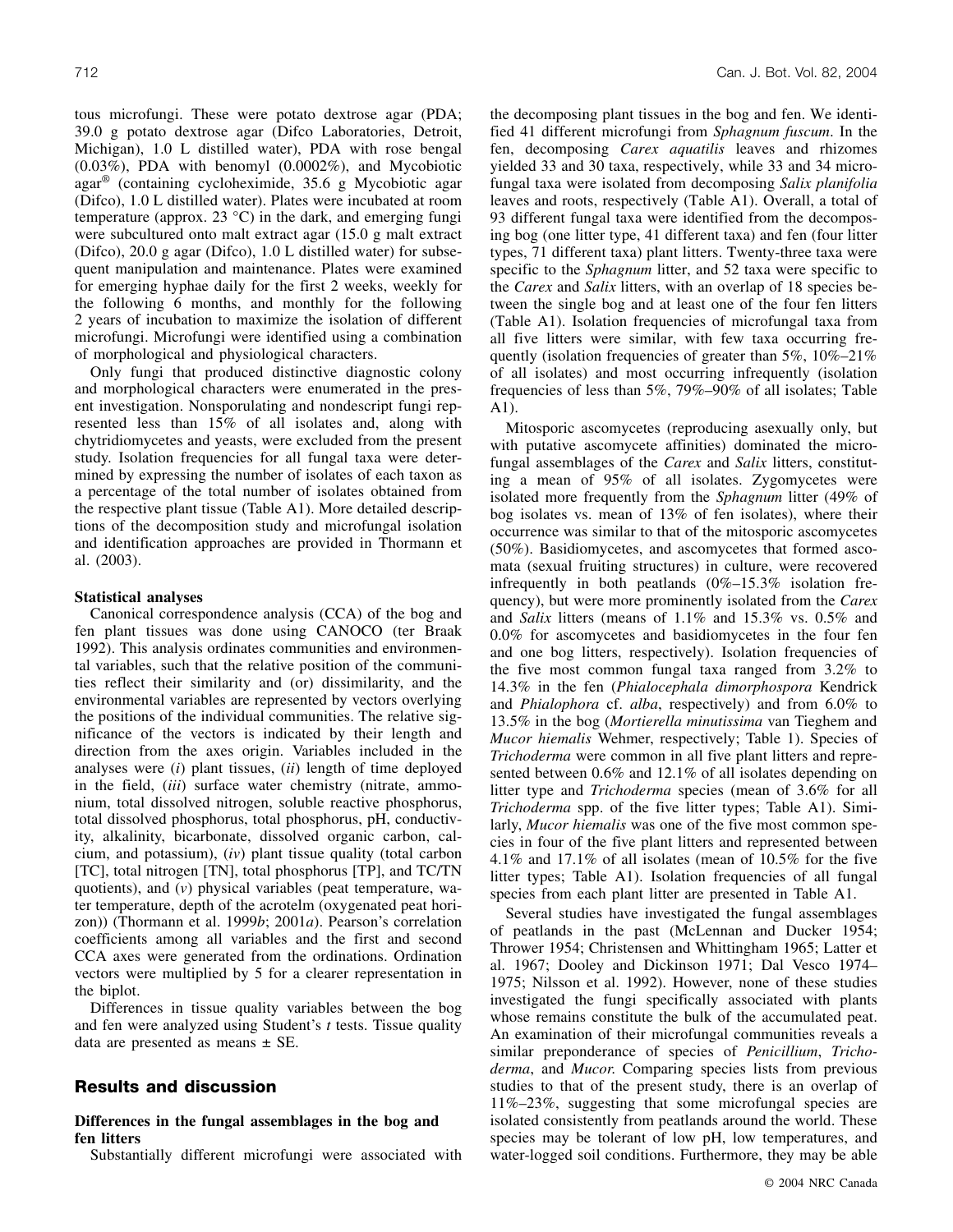tous microfungi. These were potato dextrose agar (PDA; 39.0 g potato dextrose agar (Difco Laboratories, Detroit, Michigan), 1.0 L distilled water), PDA with rose bengal (0.03%), PDA with benomyl (0.0002%), and Mycobiotic agar® (containing cycloheximide, 35.6 g Mycobiotic agar (Difco), 1.0 L distilled water). Plates were incubated at room temperature (approx. 23 °C) in the dark, and emerging fungi were subcultured onto malt extract agar (15.0 g malt extract (Difco), 20.0 g agar (Difco), 1.0 L distilled water) for subsequent manipulation and maintenance. Plates were examined for emerging hyphae daily for the first 2 weeks, weekly for the following 6 months, and monthly for the following 2 years of incubation to maximize the isolation of different microfungi. Microfungi were identified using a combination of morphological and physiological characters.

Only fungi that produced distinctive diagnostic colony and morphological characters were enumerated in the present investigation. Nonsporulating and nondescript fungi represented less than 15% of all isolates and, along with chytridiomycetes and yeasts, were excluded from the present study. Isolation frequencies for all fungal taxa were determined by expressing the number of isolates of each taxon as a percentage of the total number of isolates obtained from the respective plant tissue (Table A1). More detailed descriptions of the decomposition study and microfungal isolation and identification approaches are provided in Thormann et al. (2003).

### Statistical analyses

Canonical correspondence analysis (CCA) of the bog and fen plant tissues was done using CANOCO (ter Braak 1992). This analysis ordinates communities and environmental variables, such that the relative position of the communities reflect their similarity and (or) dissimilarity, and the environmental variables are represented by vectors overlying the positions of the individual communities. The relative significance of the vectors is indicated by their length and direction from the axes origin. Variables included in the analyses were (*i*) plant tissues, (*ii*) length of time deployed in the field, (*iii*) surface water chemistry (nitrate, ammonium, total dissolved nitrogen, soluble reactive phosphorus, total dissolved phosphorus, total phosphorus, pH, conductivity, alkalinity, bicarbonate, dissolved organic carbon, calcium, and potassium), (*iv*) plant tissue quality (total carbon [TC], total nitrogen [TN], total phosphorus [TP], and TC/TN quotients), and (*v*) physical variables (peat temperature, water temperature, depth of the acrotelm (oxygenated peat horizon)) (Thormann et al. 1999*b*; 2001*a*). Pearson's correlation coefficients among all variables and the first and second CCA axes were generated from the ordinations. Ordination vectors were multiplied by 5 for a clearer representation in the biplot.

Differences in tissue quality variables between the bog and fen were analyzed using Student's *t* tests. Tissue quality data are presented as means ± SE.

## Results and discussion

### Differences in the fungal assemblages in the bog and fen litters

Substantially different microfungi were associated with the decomposing plant tissues in the bog and fen. We identified 41 different microfungi from *Sphagnum fuscum*. In the fen, decomposing *Carex aquatilis* leaves and rhizomes yielded 33 and 30 taxa, respectively, while 33 and 34 microfungal taxa were isolated from decomposing *Salix planifolia* leaves and roots, respectively (Table A1). Overall, a total of 93 different fungal taxa were identified from the decomposing bog (one litter type, 41 different taxa) and fen (four litter types, 71 different taxa) plant litters. Twenty-three taxa were specific to the *Sphagnum* litter, and 52 taxa were specific to the *Carex* and *Salix* litters, with an overlap of 18 species between the single bog and at least one of the four fen litters (Table A1). Isolation frequencies of microfungal taxa from all five litters were similar, with few taxa occurring frequently (isolation frequencies of greater than 5%, 10%–21% of all isolates) and most occurring infrequently (isolation frequencies of less than 5%, 79%–90% of all isolates; Table A1).

Mitosporic ascomycetes (reproducing asexually only, but with putative ascomycete affinities) dominated the microfungal assemblages of the *Carex* and *Salix* litters, constituting a mean of 95% of all isolates. Zygomycetes were isolated more frequently from the *Sphagnum* litter (49% of bog isolates vs. mean of 13% of fen isolates), where their occurrence was similar to that of the mitosporic ascomycetes (50%). Basidiomycetes, and ascomycetes that formed ascomata (sexual fruiting structures) in culture, were recovered infrequently in both peatlands (0%–15.3% isolation frequency), but were more prominently isolated from the *Carex* and *Salix* litters (means of 1.1% and 15.3% vs. 0.5% and 0.0% for ascomycetes and basidiomycetes in the four fen and one bog litters, respectively). Isolation frequencies of the five most common fungal taxa ranged from 3.2% to 14.3% in the fen (*Phialocephala dimorphospora* Kendrick and *Phialophora* cf. *alba*, respectively) and from 6.0% to 13.5% in the bog (*Mortierella minutissima* van Tieghem and *Mucor hiemalis* Wehmer, respectively; Table 1). Species of *Trichoderma* were common in all five plant litters and represented between 0.6% and 12.1% of all isolates depending on litter type and *Trichoderma* species (mean of 3.6% for all *Trichoderma* spp. of the five litter types; Table A1). Similarly, *Mucor hiemalis* was one of the five most common species in four of the five plant litters and represented between 4.1% and 17.1% of all isolates (mean of 10.5% for the five litter types; Table A1). Isolation frequencies of all fungal species from each plant litter are presented in Table A1.

Several studies have investigated the fungal assemblages of peatlands in the past (McLennan and Ducker 1954; Thrower 1954; Christensen and Whittingham 1965; Latter et al. 1967; Dooley and Dickinson 1971; Dal Vesco 1974–1975; Nilsson et al. 1992). However, none of these studies investigated the fungi specifically associated with plants whose remains constitute the bulk of the accumulated peat. An examination of their microfungal communities reveals a similar preponderance of species of *Penicillium*, *Trichoderma*, and *Mucor*. Comparing species lists from previous studies to that of the present study, there is an overlap of 11%–23%, suggesting that some microfungal species are isolated consistently from peatlands around the world. These species may be tolerant of low pH, low temperatures, and water-logged soil conditions. Furthermore, they may be able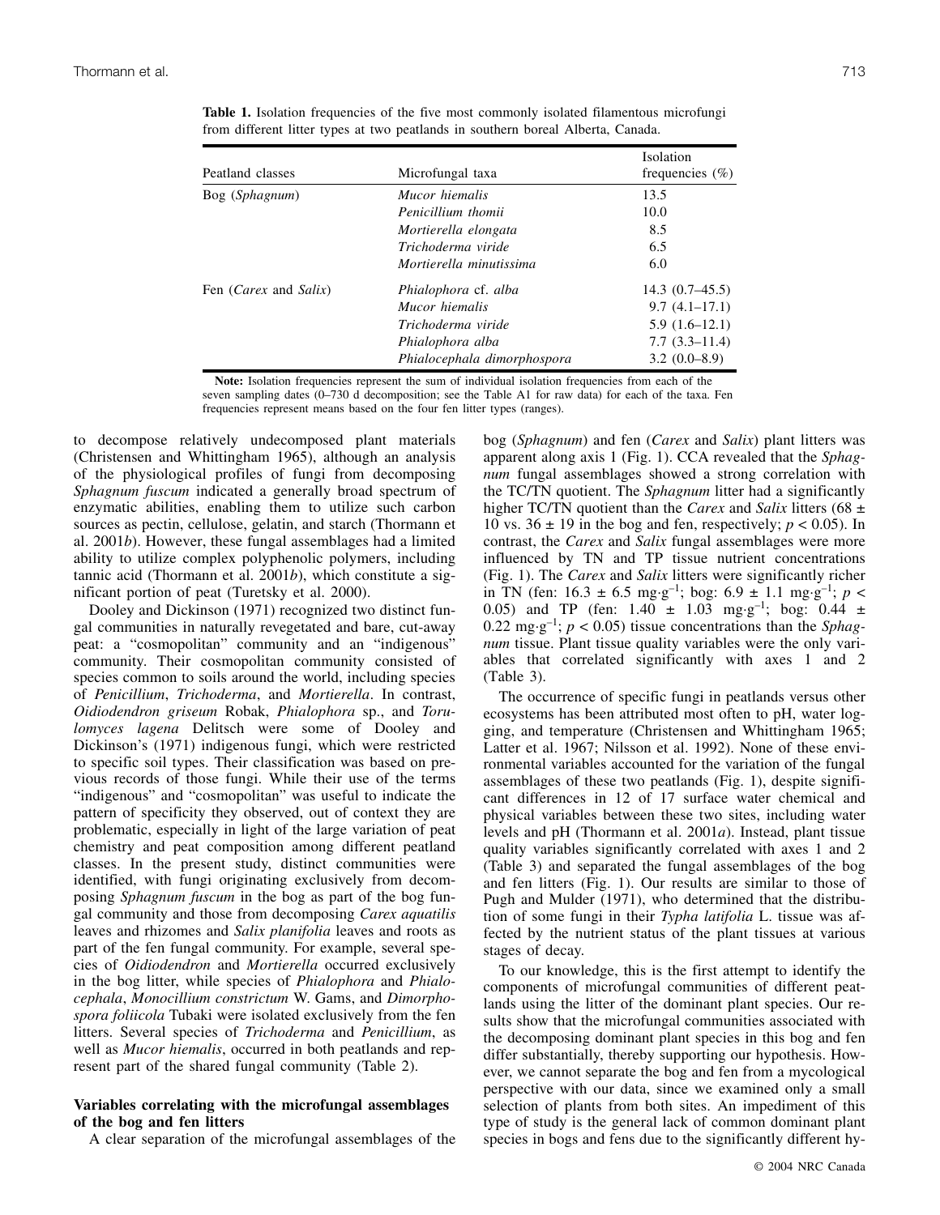**Table 1.** Isolation frequencies of the five most commonly isolated filamentous microfungi from different litter types at two peatlands in southern boreal Alberta, Canada.

| Peatland classes | Microfungal taxa | Isolation frequencies (%) |
|---|---|---|
| Bog (*Sphagnum*) | *Mucor hiemalis* | 13.5 |
| | *Penicillium thomii* | 10.0 |
| | *Mortierella elongata* | 8.5 |
| | *Trichoderma viride* | 6.5 |
| | *Mortierella minutissima* | 6.0 |
| Fen (*Carex* and *Salix*) | *Phialophora* cf. *alba* | 14.3 (0.7–45.5) |
| | *Mucor hiemalis* | 9.7 (4.1–17.1) |
| | *Trichoderma viride* | 5.9 (1.6–12.1) |
| | *Phialophora alba* | 7.7 (3.3–11.4) |
| | *Phialocephala dimorphospora* | 3.2 (0.0–8.9) |

**Note:** Isolation frequencies represent the sum of individual isolation frequencies from each of the seven sampling dates (0–730 d decomposition; see the Table A1 for raw data) for each of the taxa. Fen frequencies represent means based on the four fen litter types (ranges).

to decompose relatively undecomposed plant materials (Christensen and Whittingham 1965), although an analysis of the physiological profiles of fungi from decomposing *Sphagnum fuscum* indicated a generally broad spectrum of enzymatic abilities, enabling them to utilize such carbon sources as pectin, cellulose, gelatin, and starch (Thormann et al. 2001*b*). However, these fungal assemblages had a limited ability to utilize complex polyphenolic polymers, including tannic acid (Thormann et al. 2001*b*), which constitute a significant portion of peat (Turetsky et al. 2000).

Dooley and Dickinson (1971) recognized two distinct fungal communities in naturally revegetated and bare, cut-away peat: a "cosmopolitan" community and an "indigenous" community. Their cosmopolitan community consisted of species common to soils around the world, including species of *Penicillium*, *Trichoderma*, and *Mortierella*. In contrast, *Oidiodendron griseum* Robak, *Phialophora* sp., and *Torulomyces lagena* Delitsch were some of Dooley and Dickinson's (1971) indigenous fungi, which were restricted to specific soil types. Their classification was based on previous records of those fungi. While their use of the terms "indigenous" and "cosmopolitan" was useful to indicate the pattern of specificity they observed, out of context they are problematic, especially in light of the large variation of peat chemistry and peat composition among different peatland classes. In the present study, distinct communities were identified, with fungi originating exclusively from decomposing *Sphagnum fuscum* in the bog as part of the bog fungal community and those from decomposing *Carex aquatilis* leaves and rhizomes and *Salix planifolia* leaves and roots as part of the fen fungal community. For example, several species of *Oidiodendron* and *Mortierella* occurred exclusively in the bog litter, while species of *Phialophora* and *Phialocephala*, *Monocillium constrictum* W. Gams, and *Dimorphospora foliicola* Tubaki were isolated exclusively from the fen litters. Several species of *Trichoderma* and *Penicillium*, as well as *Mucor hiemalis*, occurred in both peatlands and represent part of the shared fungal community (Table 2).

### Variables correlating with the microfungal assemblages of the bog and fen litters

A clear separation of the microfungal assemblages of the bog (*Sphagnum*) and fen (*Carex* and *Salix*) plant litters was apparent along axis 1 (Fig. 1). CCA revealed that the *Sphagnum* fungal assemblages showed a strong correlation with the TC/TN quotient. The *Sphagnum* litter had a significantly higher TC/TN quotient than the *Carex* and *Salix* litters (68 ± 10 vs. 36 ± 19 in the bog and fen, respectively; $p < 0.05$). In contrast, the *Carex* and *Salix* fungal assemblages were more influenced by TN and TP tissue nutrient concentrations (Fig. 1). The *Carex* and *Salix* litters were significantly richer in TN (fen: 16.3 ± 6.5 $mg \cdot g^{-1}$; bog: 6.9 ± 1.1 $mg \cdot g^{-1}$; $p < 0.05$) and TP (fen: 1.40 ± 1.03 $mg \cdot g^{-1}$; bog: 0.44 ± 0.22 $mg \cdot g^{-1}$; $p < 0.05$) tissue concentrations than the *Sphagnum* tissue. Plant tissue quality variables were the only variables that correlated significantly with axes 1 and 2 (Table 3).

The occurrence of specific fungi in peatlands versus other ecosystems has been attributed most often to pH, water logging, and temperature (Christensen and Whittingham 1965; Latter et al. 1967; Nilsson et al. 1992). None of these environmental variables accounted for the variation of the fungal assemblages of these two peatlands (Fig. 1), despite significant differences in 12 of 17 surface water chemical and physical variables between these two sites, including water levels and pH (Thormann et al. 2001*a*). Instead, plant tissue quality variables significantly correlated with axes 1 and 2 (Table 3) and separated the fungal assemblages of the bog and fen litters (Fig. 1). Our results are similar to those of Pugh and Mulder (1971), who determined that the distribution of some fungi in their *Typha latifolia* L. tissue was affected by the nutrient status of the plant tissues at various stages of decay.

To our knowledge, this is the first attempt to identify the components of microfungal communities of different peatlands using the litter of the dominant plant species. Our results show that the microfungal communities associated with the decomposing dominant plant species in this bog and fen differ substantially, thereby supporting our hypothesis. However, we cannot separate the bog and fen from a mycological perspective with our data, since we examined only a small selection of plants from both sites. An impediment of this type of study is the general lack of common dominant plant species in bogs and fens due to the significantly different hy-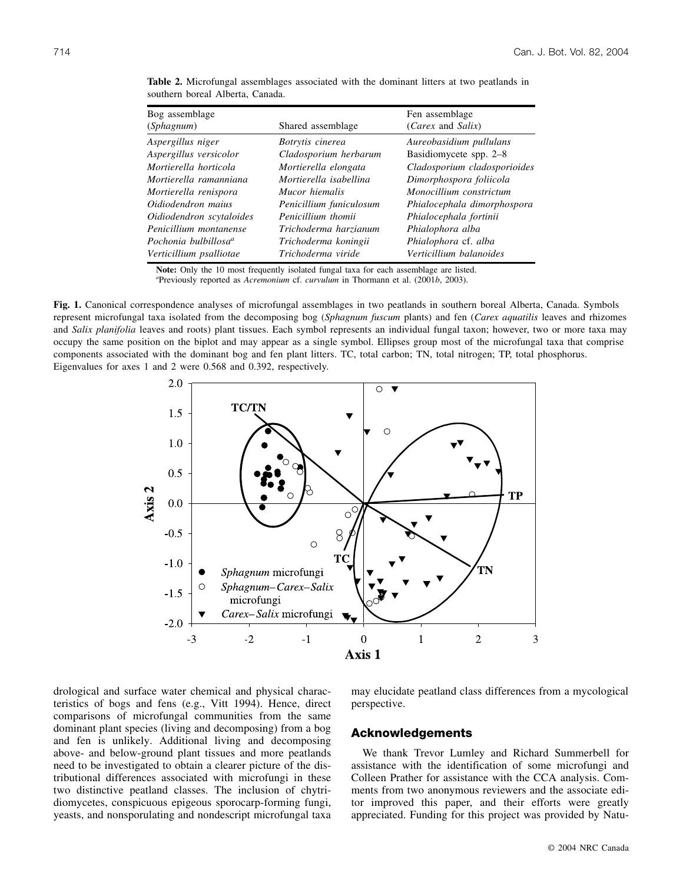**Table 2.** Microfungal assemblages associated with the dominant litters at two peatlands in southern boreal Alberta, Canada.

| Bog assemblage (*Sphagnum*) | Shared assemblage | Fen assemblage (*Carex* and *Salix*) |
|---|---|---|
| *Aspergillus niger* | *Botrytis cinerea* | *Aureobasidium pullulans* |
| *Aspergillus versicolor* | *Cladosporium herbarum* | Basidiomycete spp. 2–8 |
| *Mortierella horticola* | *Mortierella elongata* | *Cladosporium cladosporioides* |
| *Mortierella ramanniana* | *Mortierella isabellina* | *Dimorphospora foliicola* |
| *Mortierella renispora* | *Mucor hiemalis* | *Monocillium constrictum* |
| *Oidiodendron maius* | *Penicillium funiculosum* | *Phialocephala dimorphospora* |
| *Oidiodendron scytaloides* | *Penicillium thomii* | *Phialocephala fortinii* |
| *Penicillium montanense* | *Trichoderma harzianum* | *Phialophora alba* |
| *Pochonia bulbillosa*[a] | *Trichoderma koningii* | *Phialophora* cf. *alba* |
| *Verticillium psalliotae* | *Trichoderma viride* | *Verticillium balanoides* |

**Note:** Only the 10 most frequently isolated fungal taxa for each assemblage are listed.
[a]Previously reported as *Acremonium* cf. *curvulum* in Thormann et al. (2001*b*, 2003).

**Fig. 1.** Canonical correspondence analyses of microfungal assemblages in two peatlands in southern boreal Alberta, Canada. Symbols represent microfungal taxa isolated from the decomposing bog (*Sphagnum fuscum* plants) and fen (*Carex aquatilis* leaves and rhizomes and *Salix planifolia* leaves and roots) plant tissues. Each symbol represents an individual fungal taxon; however, two or more taxa may occupy the same position on the biplot and may appear as a single symbol. Ellipses group most of the microfungal taxa that comprise components associated with the dominant bog and fen plant litters. TC, total carbon; TN, total nitrogen; TP, total phosphorus. Eigenvalues for axes 1 and 2 were 0.568 and 0.392, respectively.

drological and surface water chemical and physical characteristics of bogs and fens (e.g., Vitt 1994). Hence, direct comparisons of microfungal communities from the same dominant plant species (living and decomposing) from a bog and fen is unlikely. Additional living and decomposing above- and below-ground plant tissues and more peatlands need to be investigated to obtain a clearer picture of the distributional differences associated with microfungi in these two distinctive peatland classes. The inclusion of chytridiomycetes, conspicuous epigeous sporocarp-forming fungi, yeasts, and nonsporulating and nondescript microfungal taxa may elucidate peatland class differences from a mycological perspective.

## Acknowledgements

We thank Trevor Lumley and Richard Summerbell for assistance with the identification of some microfungi and Colleen Prather for assistance with the CCA analysis. Comments from two anonymous reviewers and the associate editor improved this paper, and their efforts were greatly appreciated. Funding for this project was provided by Natu-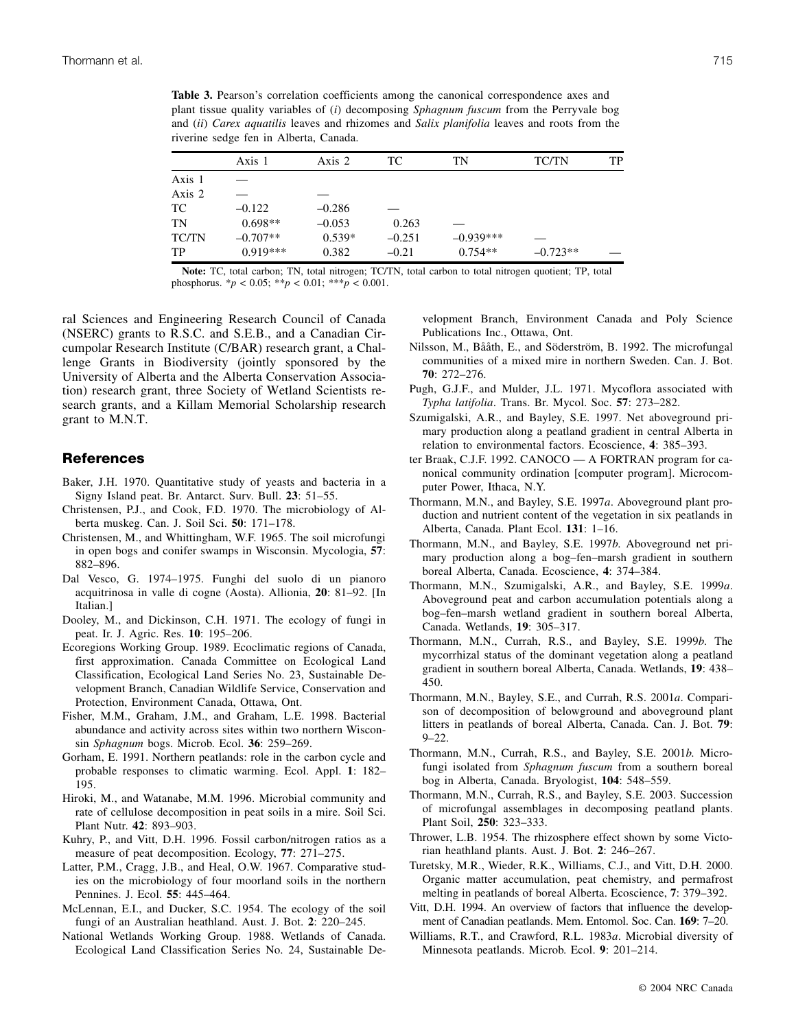**Table 3.** Pearson's correlation coefficients among the canonical correspondence axes and plant tissue quality variables of (*i*) decomposing *Sphagnum fuscum* from the Perryvale bog and (*ii*) *Carex aquatilis* leaves and rhizomes and *Salix planifolia* leaves and roots from the riverine sedge fen in Alberta, Canada.

| | Axis 1 | Axis 2 | TC | TN | TC/TN | TP |
|---|---|---|---|---|---|---|
| Axis 1 | — | | | | | |
| Axis 2 | — | — | | | | |
| TC | –0.122 | –0.286 | — | | | |
| TN | 0.698** | –0.053 | 0.263 | — | | |
| TC/TN | –0.707** | 0.539* | –0.251 | –0.939*** | — | |
| TP | 0.919*** | 0.382 | –0.21 | 0.754** | –0.723** | — |

**Note:** TC, total carbon; TN, total nitrogen; TC/TN, total carbon to total nitrogen quotient; TP, total phosphorus. *$p < 0.05$; **$p < 0.01$; ***$p < 0.001$.

ral Sciences and Engineering Research Council of Canada (NSERC) grants to R.S.C. and S.E.B., and a Canadian Circumpolar Research Institute (C/BAR) research grant, a Challenge Grants in Biodiversity (jointly sponsored by the University of Alberta and the Alberta Conservation Association) research grant, three Society of Wetland Scientists research grants, and a Killam Memorial Scholarship research grant to M.N.T.

## References

Baker, J.H. 1970. Quantitative study of yeasts and bacteria in a Signy Island peat. Br. Antarct. Surv. Bull. **23**: 51–55.

Christensen, P.J., and Cook, F.D. 1970. The microbiology of Alberta muskeg. Can. J. Soil Sci. **50**: 171–178.

Christensen, M., and Whittingham, W.F. 1965. The soil microfungi in open bogs and conifer swamps in Wisconsin. Mycologia, **57**: 882–896.

Dal Vesco, G. 1974–1975. Funghi del suolo di un pianoro acquitrinosa in valle di cogne (Aosta). Allionia, **20**: 81–92. [In Italian.]

Dooley, M., and Dickinson, C.H. 1971. The ecology of fungi in peat. Ir. J. Agric. Res. **10**: 195–206.

Ecoregions Working Group. 1989. Ecoclimatic regions of Canada, first approximation. Canada Committee on Ecological Land Classification, Ecological Land Series No. 23, Sustainable Development Branch, Canadian Wildlife Service, Conservation and Protection, Environment Canada, Ottawa, Ont.

Fisher, M.M., Graham, J.M., and Graham, L.E. 1998. Bacterial abundance and activity across sites within two northern Wisconsin *Sphagnum* bogs. Microb. Ecol. **36**: 259–269.

Gorham, E. 1991. Northern peatlands: role in the carbon cycle and probable responses to climatic warming. Ecol. Appl. **1**: 182–195.

Hiroki, M., and Watanabe, M.M. 1996. Microbial community and rate of cellulose decomposition in peat soils in a mire. Soil Sci. Plant Nutr. **42**: 893–903.

Kuhry, P., and Vitt, D.H. 1996. Fossil carbon/nitrogen ratios as a measure of peat decomposition. Ecology, **77**: 271–275.

Latter, P.M., Cragg, J.B., and Heal, O.W. 1967. Comparative studies on the microbiology of four moorland soils in the northern Pennines. J. Ecol. **55**: 445–464.

McLennan, E.I., and Ducker, S.C. 1954. The ecology of the soil fungi of an Australian heathland. Aust. J. Bot. **2**: 220–245.

National Wetlands Working Group. 1988. Wetlands of Canada. Ecological Land Classification Series No. 24, Sustainable Development Branch, Environment Canada and Poly Science Publications Inc., Ottawa, Ont.

Nilsson, M., Bååth, E., and Söderström, B. 1992. The microfungal communities of a mixed mire in northern Sweden. Can. J. Bot. **70**: 272–276.

Pugh, G.J.F., and Mulder, J.L. 1971. Mycoflora associated with *Typha latifolia*. Trans. Br. Mycol. Soc. **57**: 273–282.

Szumigalski, A.R., and Bayley, S.E. 1997. Net aboveground primary production along a peatland gradient in central Alberta in relation to environmental factors. Ecoscience, **4**: 385–393.

ter Braak, C.J.F. 1992. CANOCO — A FORTRAN program for canonical community ordination [computer program]. Microcomputer Power, Ithaca, N.Y.

Thormann, M.N., and Bayley, S.E. 1997*a*. Aboveground plant production and nutrient content of the vegetation in six peatlands in Alberta, Canada. Plant Ecol. **131**: 1–16.

Thormann, M.N., and Bayley, S.E. 1997*b*. Aboveground net primary production along a bog–fen–marsh gradient in southern boreal Alberta, Canada. Ecoscience, **4**: 374–384.

Thormann, M.N., Szumigalski, A.R., and Bayley, S.E. 1999*a*. Aboveground peat and carbon accumulation potentials along a bog–fen–marsh wetland gradient in southern boreal Alberta, Canada. Wetlands, **19**: 305–317.

Thormann, M.N., Currah, R.S., and Bayley, S.E. 1999*b*. The mycorrhizal status of the dominant vegetation along a peatland gradient in southern boreal Alberta, Canada. Wetlands, **19**: 438–450.

Thormann, M.N., Bayley, S.E., and Currah, R.S. 2001*a*. Comparison of decomposition of belowground and aboveground plant litters in peatlands of boreal Alberta, Canada. Can. J. Bot. **79**: 9–22.

Thormann, M.N., Currah, R.S., and Bayley, S.E. 2001*b*. Microfungi isolated from *Sphagnum fuscum* from a southern boreal bog in Alberta, Canada. Bryologist, **104**: 548–559.

Thormann, M.N., Currah, R.S., and Bayley, S.E. 2003. Succession of microfungal assemblages in decomposing peatland plants. Plant Soil, **250**: 323–333.

Thrower, L.B. 1954. The rhizosphere effect shown by some Victorian heathland plants. Aust. J. Bot. **2**: 246–267.

Turetsky, M.R., Wieder, R.K., Williams, C.J., and Vitt, D.H. 2000. Organic matter accumulation, peat chemistry, and permafrost melting in peatlands of boreal Alberta. Ecoscience, **7**: 379–392.

Vitt, D.H. 1994. An overview of factors that influence the development of Canadian peatlands. Mem. Entomol. Soc. Can. **169**: 7–20.

Williams, R.T., and Crawford, R.L. 1983*a*. Microbial diversity of Minnesota peatlands. Microb. Ecol. **9**: 201–214.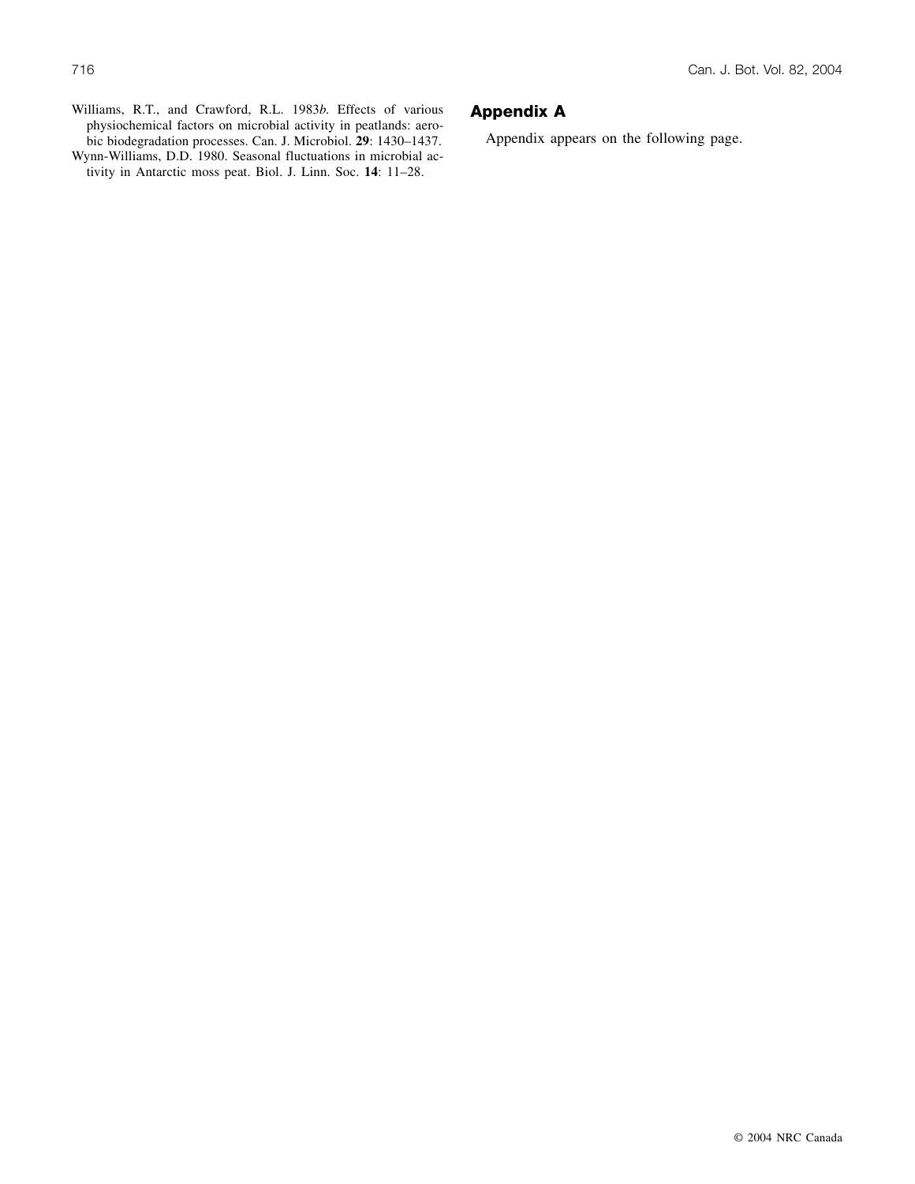Williams, R.T., and Crawford, R.L. 1983*b*. Effects of various physiochemical factors on microbial activity in peatlands: aerobic biodegradation processes. Can. J. Microbiol. **29**: 1430–1437.

Wynn-Williams, D.D. 1980. Seasonal fluctuations in microbial activity in Antarctic moss peat. Biol. J. Linn. Soc. **14**: 11–28.

## Appendix A

Appendix appears on the following page.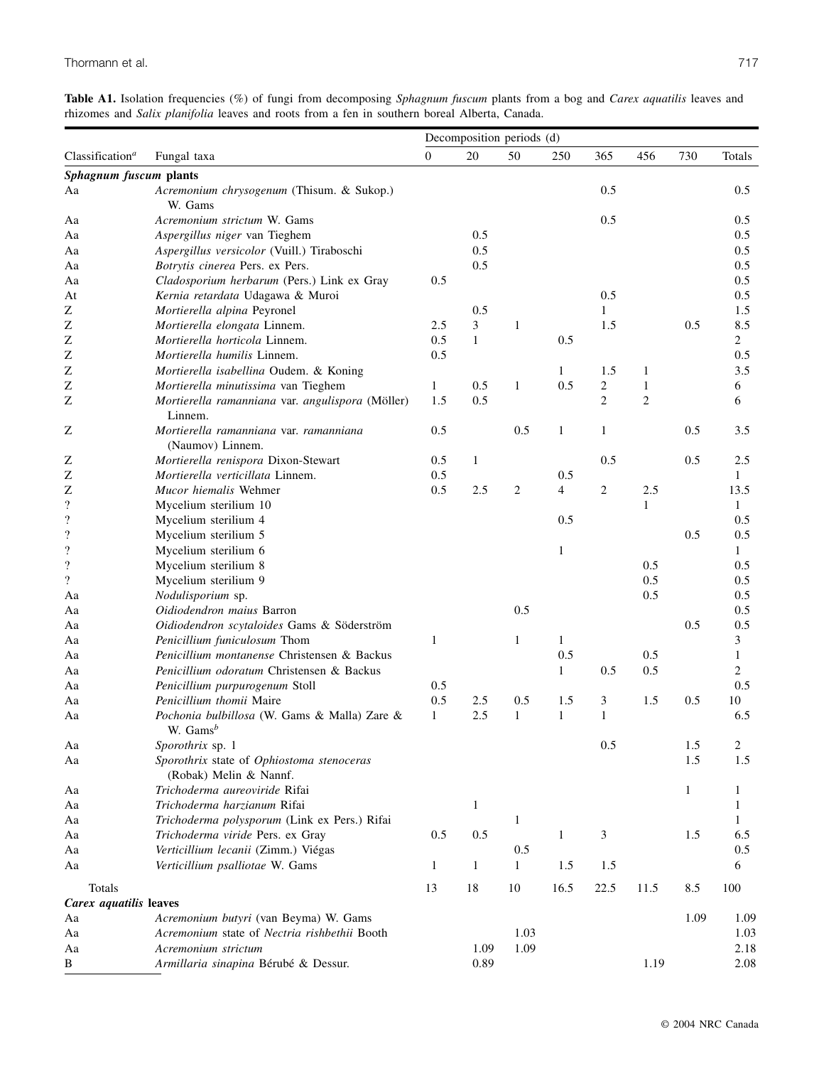**Table A1.** Isolation frequencies (%) of fungi from decomposing *Sphagnum fuscum* plants from a bog and *Carex aquatilis* leaves and rhizomes and *Salix planifolia* leaves and roots from a fen in southern boreal Alberta, Canada.

| Classification[a] | Fungal taxa | Decomposition periods (d) | | | | | | | Totals |
|---|---|---|---|---|---|---|---|---|---|
| | | 0 | 20 | 50 | 250 | 365 | 456 | 730 | |
| ***Sphagnum fuscum* plants** | | | | | | | | | |
| Aa | *Acremonium chrysogenum* (Thisum. & Sukop.) W. Gams | | | | | 0.5 | | | 0.5 |
| Aa | *Acremonium strictum* W. Gams | | | | | 0.5 | | | 0.5 |
| Aa | *Aspergillus niger* van Tieghem | | 0.5 | | | | | | 0.5 |
| Aa | *Aspergillus versicolor* (Vuill.) Tiraboschi | | 0.5 | | | | | | 0.5 |
| Aa | *Botrytis cinerea* Pers. ex Pers. | | 0.5 | | | | | | 0.5 |
| Aa | *Cladosporium herbarum* (Pers.) Link ex Gray | 0.5 | | | | | | | 0.5 |
| At | *Kernia retardata* Udagawa & Muroi | | | | | 0.5 | | | 0.5 |
| Z | *Mortierella alpina* Peyronel | | 0.5 | | | 1 | | | 1.5 |
| Z | *Mortierella elongata* Linnem. | 2.5 | 3 | 1 | | 1.5 | | 0.5 | 8.5 |
| Z | *Mortierella horticola* Linnem. | 0.5 | 1 | | 0.5 | | | | 2 |
| Z | *Mortierella humilis* Linnem. | 0.5 | | | | | | | 0.5 |
| Z | *Mortierella isabellina* Oudem. & Koning | | | | 1 | 1.5 | 1 | | 3.5 |
| Z | *Mortierella minutissima* van Tieghem | 1 | 0.5 | 1 | 0.5 | 2 | 1 | | 6 |
| Z | *Mortierella ramanniana* var. *angulispora* (Möller) Linnem. | 1.5 | 0.5 | | | 2 | 2 | | 6 |
| Z | *Mortierella ramanniana* var. *ramanniana* (Naumov) Linnem. | 0.5 | | 0.5 | 1 | 1 | | 0.5 | 3.5 |
| Z | *Mortierella renispora* Dixon-Stewart | 0.5 | 1 | | | 0.5 | | 0.5 | 2.5 |
| Z | *Mortierella verticillata* Linnem. | 0.5 | | | 0.5 | | | | 1 |
| Z | *Mucor hiemalis* Wehmer | 0.5 | 2.5 | 2 | 4 | 2 | 2.5 | | 13.5 |
| ? | Mycelium sterilium 10 | | | | | | 1 | | 1 |
| ? | Mycelium sterilium 4 | | | | 0.5 | | | | 0.5 |
| ? | Mycelium sterilium 5 | | | | | | | 0.5 | 0.5 |
| ? | Mycelium sterilium 6 | | | | 1 | | | | 1 |
| ? | Mycelium sterilium 8 | | | | | | 0.5 | | 0.5 |
| ? | Mycelium sterilium 9 | | | | | | 0.5 | | 0.5 |
| Aa | *Nodulisporium* sp. | | | | | | 0.5 | | 0.5 |
| Aa | *Oidiodendron maius* Barron | | | 0.5 | | | | | 0.5 |
| Aa | *Oidiodendron scytaloides* Gams & Söderström | | | | | | | 0.5 | 0.5 |
| Aa | *Penicillium funiculosum* Thom | 1 | | 1 | 1 | | | | 3 |
| Aa | *Penicillium montanense* Christensen & Backus | | | | 0.5 | | 0.5 | | 1 |
| Aa | *Penicillium odoratum* Christensen & Backus | | | | 1 | 0.5 | 0.5 | | 2 |
| Aa | *Penicillium purpurogenum* Stoll | 0.5 | | | | | | | 0.5 |
| Aa | *Penicillium thomii* Maire | 0.5 | 2.5 | 0.5 | 1.5 | 3 | 1.5 | 0.5 | 10 |
| Aa | *Pochonia bulbillosa* (W. Gams & Malla) Zare & W. Gams[b] | 1 | 2.5 | 1 | 1 | 1 | | | 6.5 |
| Aa | *Sporothrix* sp. 1 | | | | | 0.5 | | 1.5 | 2 |
| Aa | *Sporothrix* state of *Ophiostoma stenoceras* (Robak) Melin & Nannf. | | | | | | | 1.5 | 1.5 |
| Aa | *Trichoderma aureoviride* Rifai | | | | | | | 1 | 1 |
| Aa | *Trichoderma harzianum* Rifai | | 1 | | | | | | 1 |
| Aa | *Trichoderma polysporum* (Link ex Pers.) Rifai | | | 1 | | | | | 1 |
| Aa | *Trichoderma viride* Pers. ex Gray | 0.5 | 0.5 | | 1 | 3 | | 1.5 | 6.5 |
| Aa | *Verticillium lecanii* (Zimm.) Viégas | | | 0.5 | | | | | 0.5 |
| Aa | *Verticillium psalliotae* W. Gams | 1 | 1 | 1 | 1.5 | 1.5 | | | 6 |
| Totals | | 13 | 18 | 10 | 16.5 | 22.5 | 11.5 | 8.5 | 100 |
| ***Carex aquatilis* leaves** | | | | | | | | | |
| Aa | *Acremonium butyri* (van Beyma) W. Gams | | | | | | | 1.09 | 1.09 |
| Aa | *Acremonium* state of *Nectria rishbethii* Booth | | | 1.03 | | | | | 1.03 |
| Aa | *Acremonium strictum* | | 1.09 | 1.09 | | | | | 2.18 |
| B | *Armillaria sinapina* Bérubé & Dessur. | | 0.89 | | | | 1.19 | | 2.08 |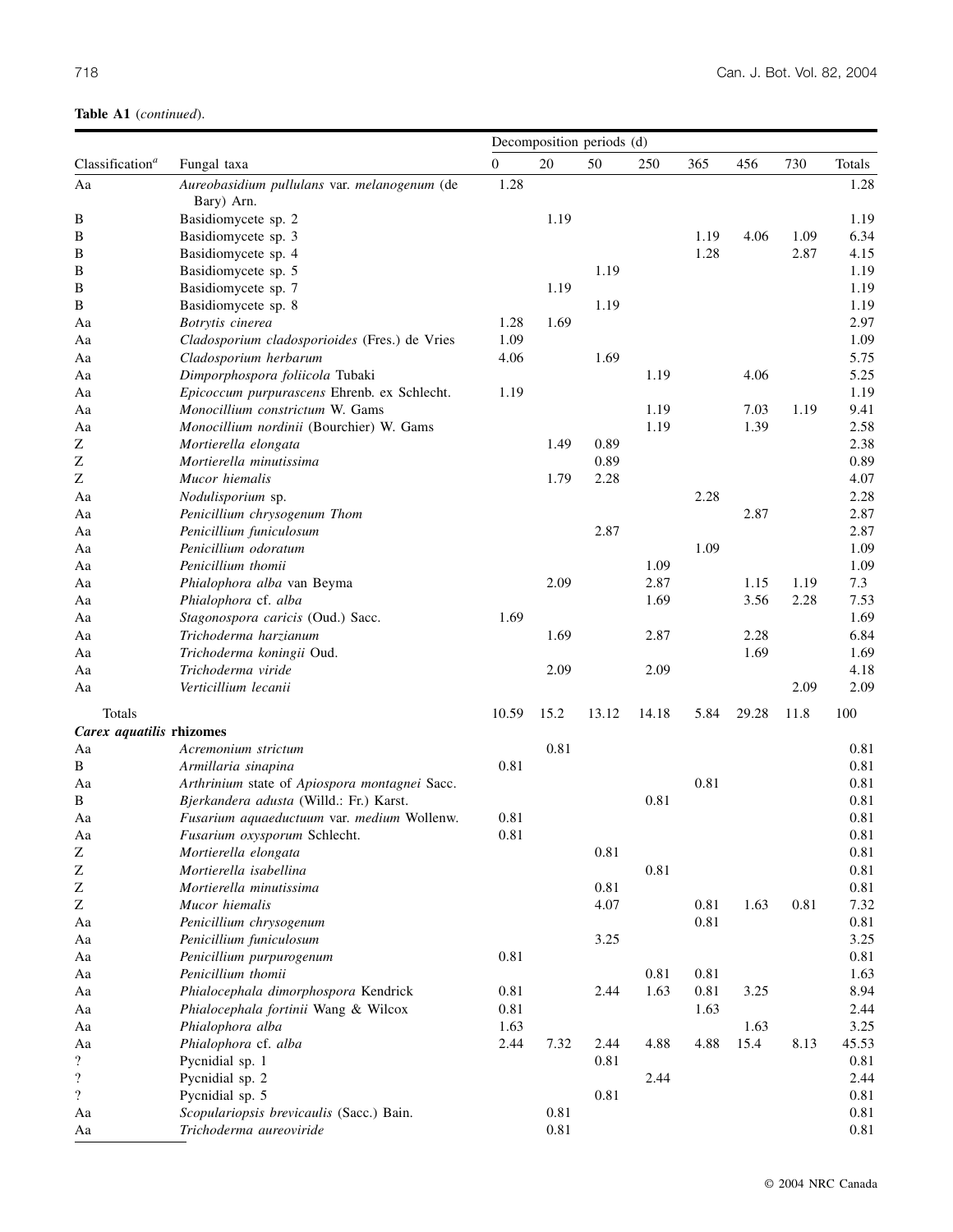**Table A1** (*continued*).

| Classification[a] | Fungal taxa | Decomposition periods (d) | | | | | | | |
|---|---|---|---|---|---|---|---|---|---|
| | | 0 | 20 | 50 | 250 | 365 | 456 | 730 | Totals |
| Aa | *Aureobasidium pullulans* var. *melanogenum* (de Bary) Arn. | 1.28 | | | | | | | 1.28 |
| B | Basidiomycete sp. 2 | | 1.19 | | | | | | 1.19 |
| B | Basidiomycete sp. 3 | | | | | 1.19 | 4.06 | 1.09 | 6.34 |
| B | Basidiomycete sp. 4 | | | | | 1.28 | | 2.87 | 4.15 |
| B | Basidiomycete sp. 5 | | | 1.19 | | | | | 1.19 |
| B | Basidiomycete sp. 7 | | 1.19 | | | | | | 1.19 |
| B | Basidiomycete sp. 8 | | | 1.19 | | | | | 1.19 |
| Aa | *Botrytis cinerea* | 1.28 | 1.69 | | | | | | 2.97 |
| Aa | *Cladosporium cladosporioides* (Fres.) de Vries | 1.09 | | | | | | | 1.09 |
| Aa | *Cladosporium herbarum* | 4.06 | | 1.69 | | | | | 5.75 |
| Aa | *Dimporphospora foliicola* Tubaki | | | | 1.19 | | 4.06 | | 5.25 |
| Aa | *Epicoccum purpurascens* Ehrenb. ex Schlecht. | 1.19 | | | | | | | 1.19 |
| Aa | *Monocillium constrictum* W. Gams | | | | 1.19 | | 7.03 | 1.19 | 9.41 |
| Aa | *Monocillium nordinii* (Bourchier) W. Gams | | | | 1.19 | | 1.39 | | 2.58 |
| Z | *Mortierella elongata* | | 1.49 | 0.89 | | | | | 2.38 |
| Z | *Mortierella minutissima* | | | 0.89 | | | | | 0.89 |
| Z | *Mucor hiemalis* | | 1.79 | 2.28 | | | | | 4.07 |
| Aa | *Nodulisporium* sp. | | | | | 2.28 | | | 2.28 |
| Aa | *Penicillium chrysogenum Thom* | | | | | | 2.87 | | 2.87 |
| Aa | *Penicillium funiculosum* | | | 2.87 | | | | | 2.87 |
| Aa | *Penicillium odoratum* | | | | | 1.09 | | | 1.09 |
| Aa | *Penicillium thomii* | | | | 1.09 | | | | 1.09 |
| Aa | *Phialophora alba* van Beyma | | 2.09 | | 2.87 | | 1.15 | 1.19 | 7.3 |
| Aa | *Phialophora* cf. *alba* | | | | 1.69 | | 3.56 | 2.28 | 7.53 |
| Aa | *Stagonospora caricis* (Oud.) Sacc. | 1.69 | | | | | | | 1.69 |
| Aa | *Trichoderma harzianum* | | 1.69 | | 2.87 | | 2.28 | | 6.84 |
| Aa | *Trichoderma koningii* Oud. | | | | | | 1.69 | | 1.69 |
| Aa | *Trichoderma viride* | | 2.09 | | 2.09 | | | | 4.18 |
| Aa | *Verticillium lecanii* | | | | | | | 2.09 | 2.09 |
| Totals | | 10.59 | 15.2 | 13.12 | 14.18 | 5.84 | 29.28 | 11.8 | 100 |
| ***Carex aquatilis* rhizomes** | | | | | | | | | |
| Aa | *Acremonium strictum* | | 0.81 | | | | | | 0.81 |
| B | *Armillaria sinapina* | 0.81 | | | | | | | 0.81 |
| Aa | *Arthrinium* state of *Apiospora montagnei* Sacc. | | | | | 0.81 | | | 0.81 |
| B | *Bjerkandera adusta* (Willd.: Fr.) Karst. | | | | 0.81 | | | | 0.81 |
| Aa | *Fusarium aquaeductuum* var. *medium* Wollenw. | 0.81 | | | | | | | 0.81 |
| Aa | *Fusarium oxysporum* Schlecht. | 0.81 | | | | | | | 0.81 |
| Z | *Mortierella elongata* | | | 0.81 | | | | | 0.81 |
| Z | *Mortierella isabellina* | | | | 0.81 | | | | 0.81 |
| Z | *Mortierella minutissima* | | | 0.81 | | | | | 0.81 |
| Z | *Mucor hiemalis* | | | 4.07 | | 0.81 | 1.63 | 0.81 | 7.32 |
| Aa | *Penicillium chrysogenum* | | | | | 0.81 | | | 0.81 |
| Aa | *Penicillium funiculosum* | | | 3.25 | | | | | 3.25 |
| Aa | *Penicillium purpurogenum* | 0.81 | | | | | | | 0.81 |
| Aa | *Penicillium thomii* | | | | 0.81 | 0.81 | | | 1.63 |
| Aa | *Phialocephala dimorphospora* Kendrick | 0.81 | | 2.44 | 1.63 | 0.81 | 3.25 | | 8.94 |
| Aa | *Phialocephala fortinii* Wang & Wilcox | 0.81 | | | | 1.63 | | | 2.44 |
| Aa | *Phialophora alba* | 1.63 | | | | | 1.63 | | 3.25 |
| Aa | *Phialophora* cf. *alba* | 2.44 | 7.32 | 2.44 | 4.88 | 4.88 | 15.4 | 8.13 | 45.53 |
| ? | Pycnidial sp. 1 | | | 0.81 | | | | | 0.81 |
| ? | Pycnidial sp. 2 | | | | 2.44 | | | | 2.44 |
| ? | Pycnidial sp. 5 | | | 0.81 | | | | | 0.81 |
| Aa | *Scopulariopsis brevicaulis* (Sacc.) Bain. | | 0.81 | | | | | | 0.81 |
| Aa | *Trichoderma aureoviride* | | 0.81 | | | | | | 0.81 |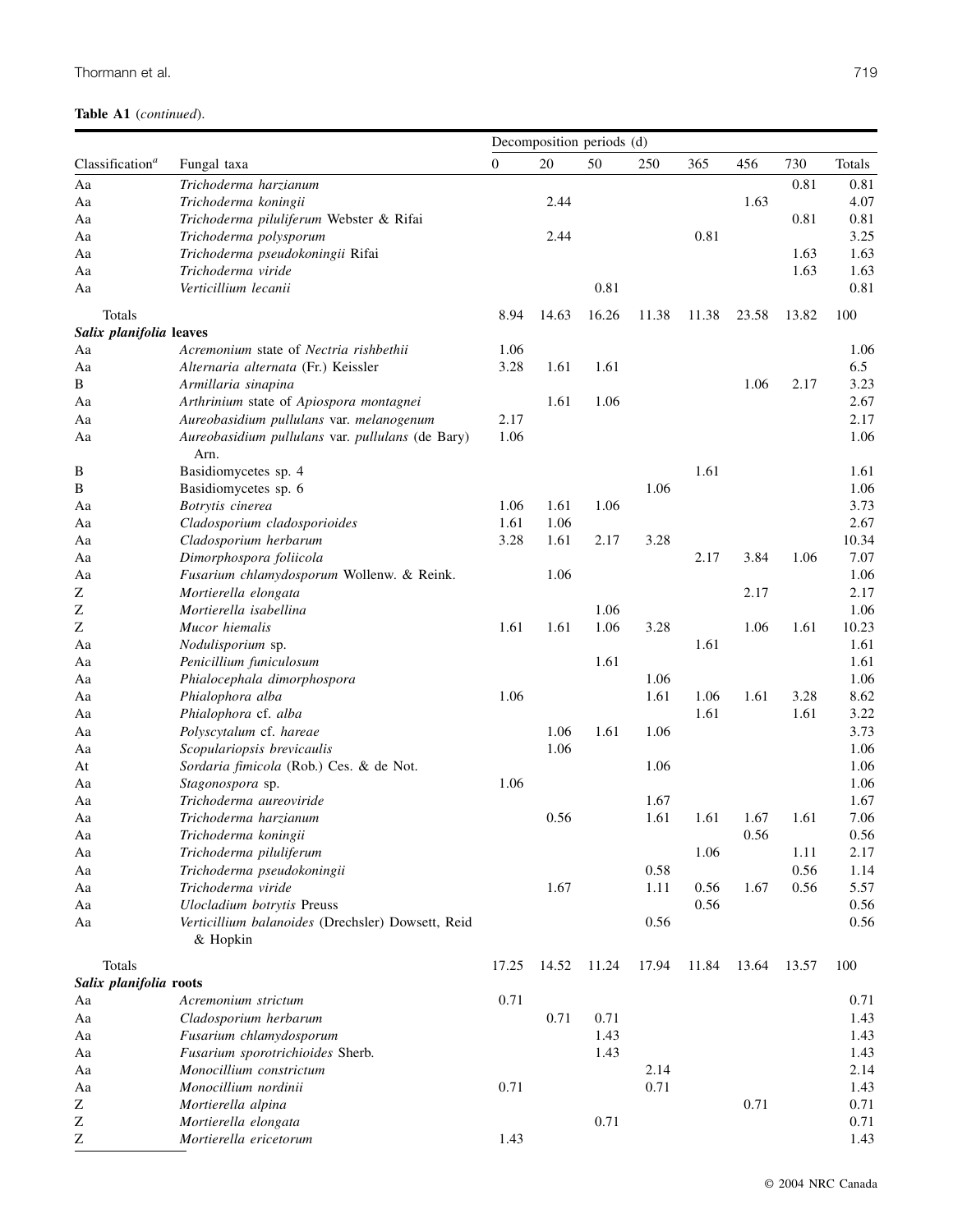**Table A1** (*continued*).

| Classification[a] | Fungal taxa | Decomposition periods (d) | | | | | | | Totals |
|---|---|---|---|---|---|---|---|---|---|
| | | 0 | 20 | 50 | 250 | 365 | 456 | 730 | |
| Aa | *Trichoderma harzianum* | | | | | | | 0.81 | 0.81 |
| Aa | *Trichoderma koningii* | | 2.44 | | | | 1.63 | | 4.07 |
| Aa | *Trichoderma piluliferum* Webster & Rifai | | | | | | | 0.81 | 0.81 |
| Aa | *Trichoderma polysporum* | | 2.44 | | | 0.81 | | | 3.25 |
| Aa | *Trichoderma pseudokoningii* Rifai | | | | | | | 1.63 | 1.63 |
| Aa | *Trichoderma viride* | | | | | | | 1.63 | 1.63 |
| Aa | *Verticillium lecanii* | | | 0.81 | | | | | 0.81 |
| Totals | | 8.94 | 14.63 | 16.26 | 11.38 | 11.38 | 23.58 | 13.82 | 100 |
| ***Salix planifolia* leaves** | | | | | | | | | |
| Aa | *Acremonium* state of *Nectria rishbethii* | 1.06 | | | | | | | 1.06 |
| Aa | *Alternaria alternata* (Fr.) Keissler | 3.28 | 1.61 | 1.61 | | | | | 6.5 |
| B | *Armillaria sinapina* | | | | | | 1.06 | 2.17 | 3.23 |
| Aa | *Arthrinium* state of *Apiospora montagnei* | | 1.61 | 1.06 | | | | | 2.67 |
| Aa | *Aureobasidium pullulans* var. *melanogenum* | 2.17 | | | | | | | 2.17 |
| Aa | *Aureobasidium pullulans* var. *pullulans* (de Bary) Arn. | 1.06 | | | | | | | 1.06 |
| B | Basidiomycetes sp. 4 | | | | | 1.61 | | | 1.61 |
| B | Basidiomycetes sp. 6 | | | | 1.06 | | | | 1.06 |
| Aa | *Botrytis cinerea* | 1.06 | 1.61 | 1.06 | | | | | 3.73 |
| Aa | *Cladosporium cladosporioides* | 1.61 | 1.06 | | | | | | 2.67 |
| Aa | *Cladosporium herbarum* | 3.28 | 1.61 | 2.17 | 3.28 | | | | 10.34 |
| Aa | *Dimorphospora foliicola* | | | | | 2.17 | 3.84 | 1.06 | 7.07 |
| Aa | *Fusarium chlamydosporum* Wollenw. & Reink. | | 1.06 | | | | | | 1.06 |
| Z | *Mortierella elongata* | | | | | | 2.17 | | 2.17 |
| Z | *Mortierella isabellina* | | | 1.06 | | | | | 1.06 |
| Z | *Mucor hiemalis* | 1.61 | 1.61 | 1.06 | 3.28 | | 1.06 | 1.61 | 10.23 |
| Aa | *Nodulisporium* sp. | | | | | 1.61 | | | 1.61 |
| Aa | *Penicillium funiculosum* | | | 1.61 | | | | | 1.61 |
| Aa | *Phialocephala dimorphospora* | | | | 1.06 | | | | 1.06 |
| Aa | *Phialophora alba* | 1.06 | | | 1.61 | 1.06 | 1.61 | 3.28 | 8.62 |
| Aa | *Phialophora* cf. *alba* | | | | | 1.61 | | 1.61 | 3.22 |
| Aa | *Polyscytalum* cf. *hareae* | | 1.06 | 1.61 | 1.06 | | | | 3.73 |
| Aa | *Scopulariopsis brevicaulis* | | 1.06 | | | | | | 1.06 |
| At | *Sordaria fimicola* (Rob.) Ces. & de Not. | | | | 1.06 | | | | 1.06 |
| Aa | *Stagonospora* sp. | 1.06 | | | | | | | 1.06 |
| Aa | *Trichoderma aureoviride* | | | | 1.67 | | | | 1.67 |
| Aa | *Trichoderma harzianum* | | 0.56 | | 1.61 | 1.61 | 1.67 | 1.61 | 7.06 |
| Aa | *Trichoderma koningii* | | | | | | 0.56 | | 0.56 |
| Aa | *Trichoderma piluliferum* | | | | | 1.06 | | 1.11 | 2.17 |
| Aa | *Trichoderma pseudokoningii* | | | | 0.58 | | | 0.56 | 1.14 |
| Aa | *Trichoderma viride* | | 1.67 | | 1.11 | 0.56 | 1.67 | 0.56 | 5.57 |
| Aa | *Ulocladium botrytis* Preuss | | | | | 0.56 | | | 0.56 |
| Aa | *Verticillium balanoides* (Drechsler) Dowsett, Reid & Hopkin | | | | 0.56 | | | | 0.56 |
| Totals | | 17.25 | 14.52 | 11.24 | 17.94 | 11.84 | 13.64 | 13.57 | 100 |
| ***Salix planifolia* roots** | | | | | | | | | |
| Aa | *Acremonium strictum* | 0.71 | | | | | | | 0.71 |
| Aa | *Cladosporium herbarum* | | 0.71 | 0.71 | | | | | 1.43 |
| Aa | *Fusarium chlamydosporum* | | | 1.43 | | | | | 1.43 |
| Aa | *Fusarium sporotrichioides* Sherb. | | | 1.43 | | | | | 1.43 |
| Aa | *Monocillium constrictum* | | | | 2.14 | | | | 2.14 |
| Aa | *Monocillium nordinii* | 0.71 | | | 0.71 | | | | 1.43 |
| Z | *Mortierella alpina* | | | | | | 0.71 | | 0.71 |
| Z | *Mortierella elongata* | | | 0.71 | | | | | 0.71 |
| Z | *Mortierella ericetorum* | 1.43 | | | | | | | 1.43 |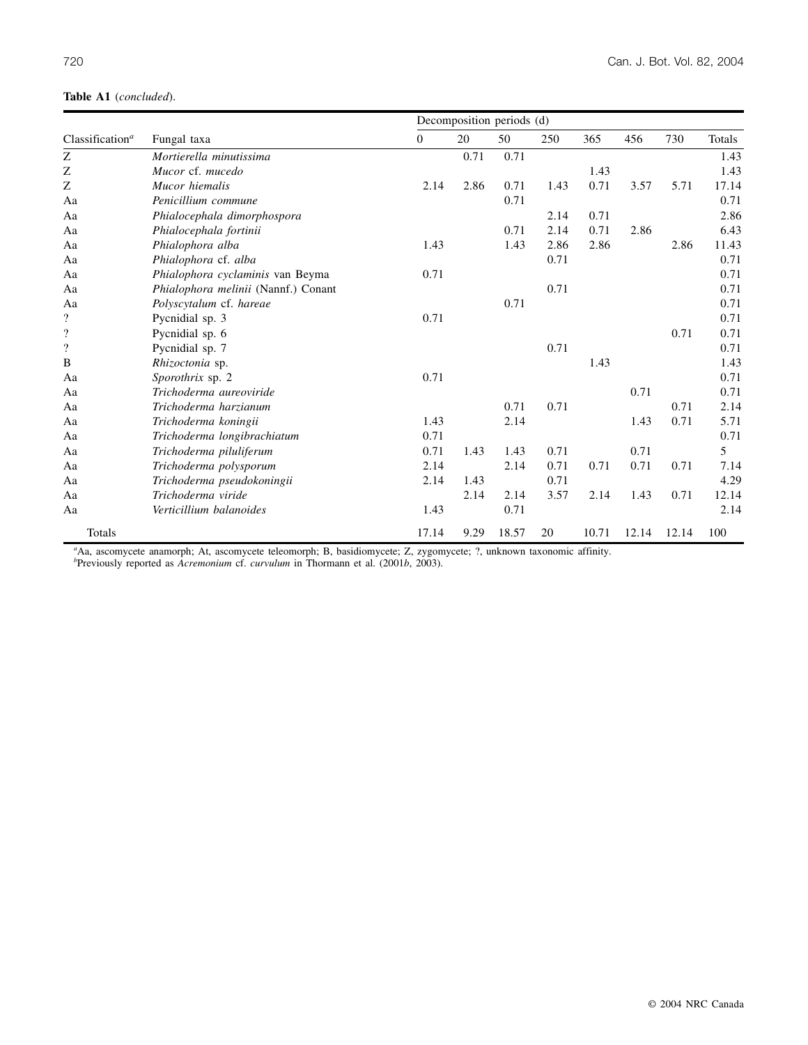**Table A1** (*concluded*).

| Classification[a] | Fungal taxa | Decomposition periods (d) | | | | | | | |
|---|---|---|---|---|---|---|---|---|---|
| | | 0 | 20 | 50 | 250 | 365 | 456 | 730 | Totals |
| Z | *Mortierella minutissima* | | 0.71 | 0.71 | | | | | 1.43 |
| Z | *Mucor* cf. *mucedo* | | | | | 1.43 | | | 1.43 |
| Z | *Mucor hiemalis* | 2.14 | 2.86 | 0.71 | 1.43 | 0.71 | 3.57 | 5.71 | 17.14 |
| Aa | *Penicillium commune* | | | 0.71 | | | | | 0.71 |
| Aa | *Phialocephala dimorphospora* | | | | 2.14 | 0.71 | | | 2.86 |
| Aa | *Phialocephala fortinii* | | | 0.71 | 2.14 | 0.71 | 2.86 | | 6.43 |
| Aa | *Phialophora alba* | 1.43 | | 1.43 | 2.86 | 2.86 | | 2.86 | 11.43 |
| Aa | *Phialophora* cf. *alba* | | | | 0.71 | | | | 0.71 |
| Aa | *Phialophora cyclaminis* van Beyma | 0.71 | | | | | | | 0.71 |
| Aa | *Phialophora melinii* (Nannf.) Conant | | | | 0.71 | | | | 0.71 |
| Aa | *Polyscytalum* cf. *hareae* | | | 0.71 | | | | | 0.71 |
| ? | Pycnidial sp. 3 | 0.71 | | | | | | | 0.71 |
| ? | Pycnidial sp. 6 | | | | | | | 0.71 | 0.71 |
| ? | Pycnidial sp. 7 | | | | 0.71 | | | | 0.71 |
| B | *Rhizoctonia* sp. | | | | | 1.43 | | | 1.43 |
| Aa | *Sporothrix* sp. 2 | 0.71 | | | | | | | 0.71 |
| Aa | *Trichoderma aureoviride* | | | | | | 0.71 | | 0.71 |
| Aa | *Trichoderma harzianum* | | | 0.71 | 0.71 | | | 0.71 | 2.14 |
| Aa | *Trichoderma koningii* | 1.43 | | 2.14 | | | 1.43 | 0.71 | 5.71 |
| Aa | *Trichoderma longibrachiatum* | 0.71 | | | | | | | 0.71 |
| Aa | *Trichoderma piluliferum* | 0.71 | 1.43 | 1.43 | 0.71 | | 0.71 | | 5 |
| Aa | *Trichoderma polysporum* | 2.14 | | 2.14 | 0.71 | 0.71 | 0.71 | 0.71 | 7.14 |
| Aa | *Trichoderma pseudokoningii* | 2.14 | 1.43 | | 0.71 | | | | 4.29 |
| Aa | *Trichoderma viride* | | 2.14 | 2.14 | 3.57 | 2.14 | 1.43 | 0.71 | 12.14 |
| Aa | *Verticillium balanoides* | 1.43 | | 0.71 | | | | | 2.14 |
| Totals | | 17.14 | 9.29 | 18.57 | 20 | 10.71 | 12.14 | 12.14 | 100 |

[a]Aa, ascomycete anamorph; At, ascomycete teleomorph; B, basidiomycete; Z, zygomycete; ?, unknown taxonomic affinity.
[b]Previously reported as *Acremonium* cf. *curvulum* in Thormann et al. (2001*b*, 2003).